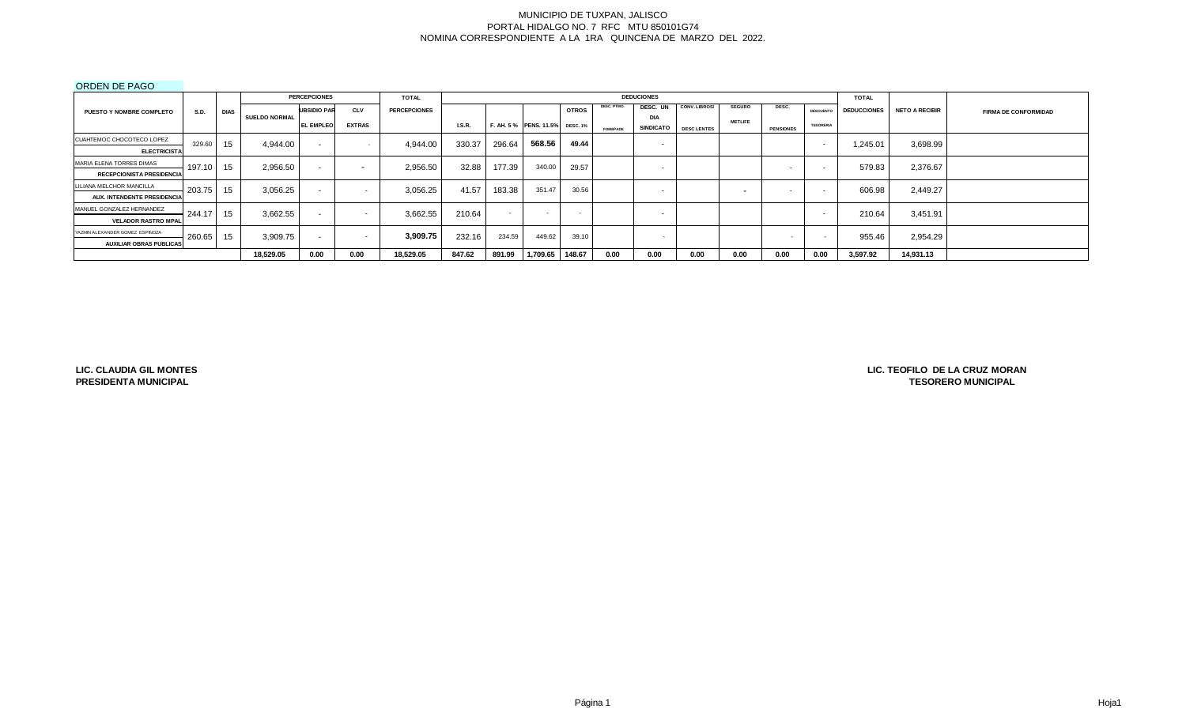MUNICIPIO DE TUXPAN, JALISCO
PORTAL HIDALGO NO. 7 RFC MTU 850101G74
NOMINA CORRESPONDIENTE A LA 1RA QUINCENA DE MARZO DEL 2022.

ORDEN DE PAGO

| PUESTO Y NOMBRE COMPLETO | S.D. | DIAS | PERCEPCIONES | | | TOTAL | DEDUCIONES | | | | | | | | | | | TOTAL | | |
|---|---|---|---|---|---|---|---|---|---|---|---|---|---|---|---|---|---|---|---|---|
| | | | SUELDO NORMAL | UBSIDIO PAR EL EMPLEO | CLV EXTRAS | PERCEPCIONES | I.S.R. | F. AH. 5 % | PENS. 11.5% | OTROS DESC. 1% | DESC. PTMO. FONDPADE | DESC. UN DIA SINDICATO | CONV. LIBROS/ DESC LENTES | SEGURO METLIFE | DESC. PENSIONES | DESCUENTO TESORERIA | DEDUCCIONES | NETO A RECIBIR | FIRMA DE CONFORMIDAD |
| CUAHTEMOC CHOCOTECO LOPEZ ELECTRICISTA | 329.60 | 15 | 4,944.00 | - | - | 4,944.00 | 330.37 | 296.64 | 568.56 | 49.44 | | - | | | | - | 1,245.01 | 3,698.99 | |
| MARIA ELENA TORRES DIMAS RECEPCIONISTA PRESIDENCIA | 197.10 | 15 | 2,956.50 | - | - | 2,956.50 | 32.88 | 177.39 | 340.00 | 29.57 | | - | | | - | - | 579.83 | 2,376.67 | |
| LILIANA MELCHOR MANCILLA AUX. INTENDENTE PRESIDENCIA | 203.75 | 15 | 3,056.25 | - | - | 3,056.25 | 41.57 | 183.38 | 351.47 | 30.56 | | - | | - | - | - | 606.98 | 2,449.27 | |
| MANUEL GONZALEZ HERNANDEZ VELADOR RASTRO MPAL | 244.17 | 15 | 3,662.55 | - | - | 3,662.55 | 210.64 | - | - | - | | - | | | | - | 210.64 | 3,451.91 | |
| YAZMIN ALEXANDER GOMEZ ESPINOZA AUXILIAR OBRAS PUBLICAS | 260.65 | 15 | 3,909.75 | - | - | 3,909.75 | 232.16 | 234.59 | 449.62 | 39.10 | | - | | | - | - | 955.46 | 2,954.29 | |
| | | | 18,529.05 | 0.00 | 0.00 | 18,529.05 | 847.62 | 891.99 | 1,709.65 | 148.67 | 0.00 | 0.00 | 0.00 | 0.00 | 0.00 | 0.00 | 3,597.92 | 14,931.13 | |

**LIC. CLAUDIA GIL MONTES**
**PRESIDENTA MUNICIPAL**

**LIC. TEOFILO DE LA CRUZ MORAN**
**TESORERO MUNICIPAL**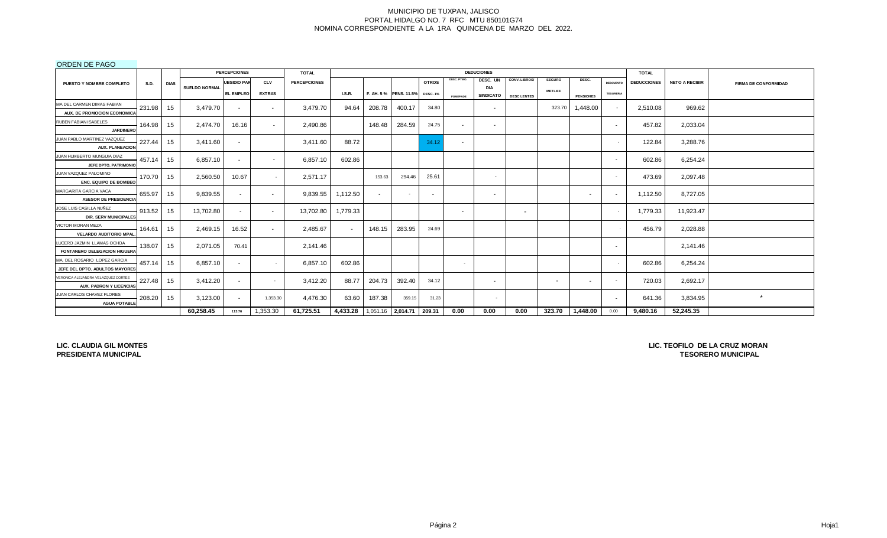MUNICIPIO DE TUXPAN, JALISCO
PORTAL HIDALGO NO. 7 RFC MTU 850101G74
NOMINA CORRESPONDIENTE A LA 1RA QUINCENA DE MARZO DEL 2022.

ORDEN DE PAGO

| PUESTO Y NOMBRE COMPLETO | S.D. | DIAS | PERCEPCIONES | | | TOTAL | DEDUCIONES | | | | | | | | | | | TOTAL | NETO A RECIBIR | FIRMA DE CONFORMIDAD |
|---|---|---|---|---|---|---|---|---|---|---|---|---|---|---|---|---|---|---|---|---|
| | | | SUELDO NORMAL | SUBSIDIO PAR EL EMPLEO | CLV EXTRAS | PERCEPCIONES | I.S.R. | F. AH. 5 % | PENS. 11.5% | OTROS DESC. 1% | DESC. PTMO. FOMEPADE | DESC. UN DIA SINDICATO | CONV. LIBROS/ DESC LENTES | SEGURO METLIFE | DESC. PENSIONES | DESCUENTO TESORERIA | DEDUCCIONES | | |
| MA DEL CARMEN DIMAS FABIAN AUX. DE PROMOCION ECONOMICA | 231.98 | 15 | 3,479.70 | - | - | 3,479.70 | 94.64 | 208.78 | 400.17 | 34.80 | | - | | 323.70 | 1,448.00 | - | 2,510.08 | 969.62 | |
| RUBEN FABIAN ISABELES JARDINERO | 164.98 | 15 | 2,474.70 | 16.16 | - | 2,490.86 | | 148.48 | 284.59 | 24.75 | - | - | | | | - | 457.82 | 2,033.04 | |
| JUAN PABLO MARTINEZ VAZQUEZ AUX. PLANEACION | 227.44 | 15 | 3,411.60 | - | | 3,411.60 | 88.72 | | | 34.12 | - | | | | | - | 122.84 | 3,288.76 | |
| JUAN HUMBERTO MUNGUIA DIAZ JEFE DPTO. PATRIMONIO | 457.14 | 15 | 6,857.10 | - | - | 6,857.10 | 602.86 | | | | | | | | | - | 602.86 | 6,254.24 | |
| JUAN VAZQUEZ PALOMINO ENC. EQUIPO DE BOMBEO | 170.70 | 15 | 2,560.50 | 10.67 | - | 2,571.17 | | 153.63 | 294.46 | 25.61 | | - | | | | - | 473.69 | 2,097.48 | |
| MARGARITA GARCIA VACA ASESOR DE PRESIDENCIA | 655.97 | 15 | 9,839.55 | - | - | 9,839.55 | 1,112.50 | - | - | - | | - | | | - | - | 1,112.50 | 8,727.05 | |
| JOSE LUIS CASILLA NUÑEZ DIR. SERV MUNICIPALES | 913.52 | 15 | 13,702.80 | - | - | 13,702.80 | 1,779.33 | | | | - | | - | | | - | 1,779.33 | 11,923.47 | |
| VICTOR MORAN MEZA VELARDO AUDITORIO MPAL. | 164.61 | 15 | 2,469.15 | 16.52 | - | 2,485.67 | - | 148.15 | 283.95 | 24.69 | | | | | | - | 456.79 | 2,028.88 | |
| LUCERO JAZMIN LLAMAS OCHOA FONTANERO DELEGACION HIGUERA | 138.07 | 15 | 2,071.05 | 70.41 | | 2,141.46 | | | | | | | | | | - | | 2,141.46 | |
| MA. DEL ROSARIO LOPEZ GARCIA JEFE DEL DPTO. ADULTOS MAYORES | 457.14 | 15 | 6,857.10 | - | - | 6,857.10 | 602.86 | | | | - | | | | | - | 602.86 | 6,254.24 | |
| VERONICA ALEJANDRA VELAZQUEZ CORTES AUX. PADRON Y LICENCIAS | 227.48 | 15 | 3,412.20 | - | - | 3,412.20 | 88.77 | 204.73 | 392.40 | 34.12 | | - | | - | - | - | 720.03 | 2,692.17 | |
| JUAN CARLOS CHAVEZ FLORES AGUA POTABLE | 208.20 | 15 | 3,123.00 | - | 1,353.30 | 4,476.30 | 63.60 | 187.38 | 359.15 | 31.23 | | - | | | | - | 641.36 | 3,834.95 | * |
| | | | 60,258.45 | 113.76 | 1,353.30 | 61,725.51 | 4,433.28 | 1,051.16 | 2,014.71 | 209.31 | 0.00 | 0.00 | 0.00 | 323.70 | 1,448.00 | 0.00 | 9,480.16 | 52,245.35 | |

**LIC. CLAUDIA GIL MONTES**
**PRESIDENTA MUNICIPAL**

**LIC. TEOFILO DE LA CRUZ MORAN**
**TESORERO MUNICIPAL**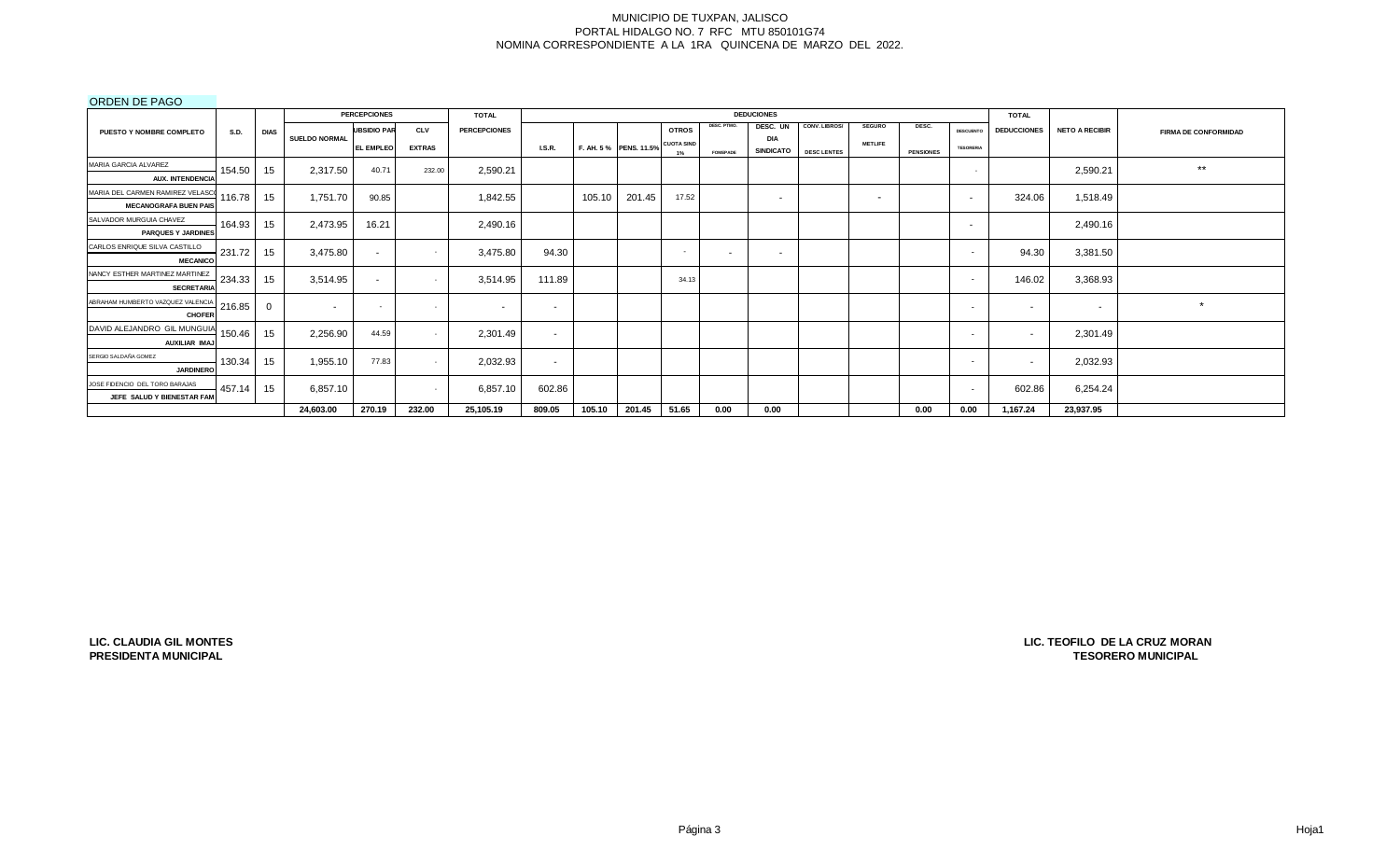MUNICIPIO DE TUXPAN, JALISCO
PORTAL HIDALGO NO. 7 RFC MTU 850101G74
NOMINA CORRESPONDIENTE A LA 1RA QUINCENA DE MARZO DEL 2022.

ORDEN DE PAGO

| PUESTO Y NOMBRE COMPLETO | S.D. | DIAS | PERCEPCIONES | | | TOTAL | DEDUCIONES | | | | | | | | | | | TOTAL | NETO A RECIBIR | FIRMA DE CONFORMIDAD |
|---|---|---|---|---|---|---|---|---|---|---|---|---|---|---|---|---|---|---|---|---|
| | | | SUELDO NORMAL | SUBSIDIO PAR EL EMPLEO | CLV EXTRAS | PERCEPCIONES | I.S.R. | F. AH. 5 % | PENS. 11.5% | OTROS CUOTA SIND 1% | DESC. PTMO. FOMEPADE | DESC. UN DIA SINDICATO | CONV. LIBROS/ DESC LENTES | SEGURO METLIFE | DESC. PENSIONES | DESCUENTO TESORERIA | DEDUCCIONES | | |
| MARIA GARCIA ALVAREZ AUX. INTENDENCIA | 154.50 | 15 | 2,317.50 | 40.71 | 232.00 | 2,590.21 | | | | | | | | | | - | | 2,590.21 | ** |
| MARIA DEL CARMEN RAMIREZ VELASCO MECANOGRAFA BUEN PAIS | 116.78 | 15 | 1,751.70 | 90.85 | | 1,842.55 | | 105.10 | 201.45 | 17.52 | | - | | - | | - | 324.06 | 1,518.49 | |
| SALVADOR MURGUIA CHAVEZ PARQUES Y JARDINES | 164.93 | 15 | 2,473.95 | 16.21 | | 2,490.16 | | | | | | | | | | - | | 2,490.16 | |
| CARLOS ENRIQUE SILVA CASTILLO MECANICO | 231.72 | 15 | 3,475.80 | - | - | 3,475.80 | 94.30 | | | - | - | - | | | | - | 94.30 | 3,381.50 | |
| NANCY ESTHER MARTINEZ MARTINEZ SECRETARIA | 234.33 | 15 | 3,514.95 | - | - | 3,514.95 | 111.89 | | | 34.13 | | | | | | - | 146.02 | 3,368.93 | |
| ABRAHAM HUMBERTO VAZQUEZ VALENCIA CHOFER | 216.85 | 0 | - | - | - | - | - | | | | | | | | | - | - | - | * |
| DAVID ALEJANDRO GIL MUNGUIA AUXILIAR IMAJ | 150.46 | 15 | 2,256.90 | 44.59 | - | 2,301.49 | - | | | | | | | | | - | - | 2,301.49 | |
| SERGIO SALDAÑA GOMEZ JARDINERO | 130.34 | 15 | 1,955.10 | 77.83 | - | 2,032.93 | - | | | | | | | | | - | - | 2,032.93 | |
| JOSE FIDENCIO DEL TORO BARAJAS JEFE SALUD Y BIENESTAR FAM | 457.14 | 15 | 6,857.10 | | - | 6,857.10 | 602.86 | | | | | | | | | - | 602.86 | 6,254.24 | |
| | | | 24,603.00 | 270.19 | 232.00 | 25,105.19 | 809.05 | 105.10 | 201.45 | 51.65 | 0.00 | 0.00 | | | 0.00 | 0.00 | 1,167.24 | 23,937.95 | |

**LIC. CLAUDIA GIL MONTES**
**PRESIDENTA MUNICIPAL**

**LIC. TEOFILO DE LA CRUZ MORAN**
**TESORERO MUNICIPAL**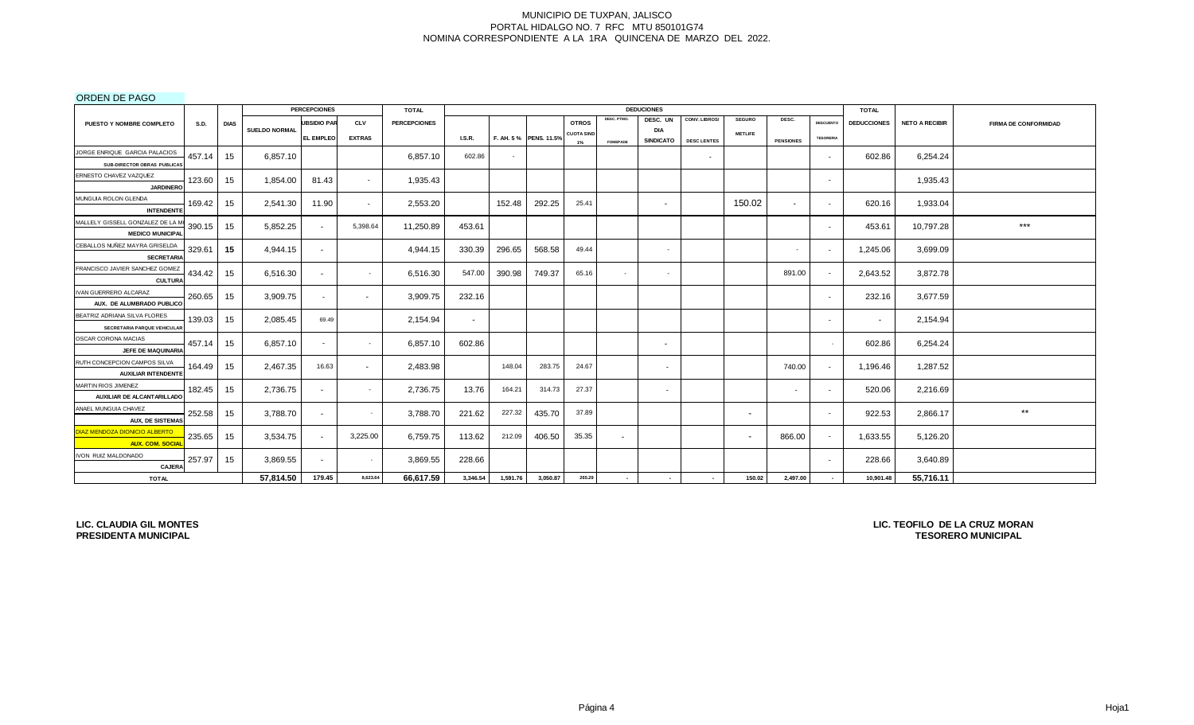MUNICIPIO DE TUXPAN, JALISCO
PORTAL HIDALGO NO. 7 RFC MTU 850101G74
NOMINA CORRESPONDIENTE A LA 1RA QUINCENA DE MARZO DEL 2022.

ORDEN DE PAGO

| PUESTO Y NOMBRE COMPLETO | S.D. | DIAS | PERCEPCIONES | | | TOTAL | DEDUCCIONES | | | | | | | | | | TOTAL | NETO A RECIBIR | FIRMA DE CONFORMIDAD |
|---|---|---|---|---|---|---|---|---|---|---|---|---|---|---|---|---|---|---|---|
| | | | SUELDO NORMAL | SUBSIDIO PARA EL EMPLEO | CLV EXTRAS | PERCEPCIONES | I.S.R. | F. AH. 5 % | PENS. 11.5% | OTROS CUOTA SIND 1% | DESC. PTMO. FONDAPE | DESC. UN DIA SINDICATO | CONV. LIBROS/ DESC LENTES | SEGURO METLIFE | DESC. PENSIONES | DESCUENTO TESORERIA | DEDUCCIONES | | |
| JORGE ENRIQUE GARCIA PALACIOS SUB-DIRECTOR OBRAS PUBLICAS | 457.14 | 15 | 6,857.10 | | | 6,857.10 | 602.86 | - | | | | | - | | | - | 602.86 | 6,254.24 | |
| ERNESTO CHAVEZ VAZQUEZ JARDINERO | 123.60 | 15 | 1,854.00 | 81.43 | - | 1,935.43 | | | | | | | | | | - | | 1,935.43 | |
| MUNGUIA ROLON GLENDA INTENDENTE | 169.42 | 15 | 2,541.30 | 11.90 | - | 2,553.20 | | 152.48 | 292.25 | 25.41 | | - | | 150.02 | - | - | 620.16 | 1,933.04 | |
| MALLELY GISSELL GONZALEZ DE LA M MEDICO MUNICIPAL | 390.15 | 15 | 5,852.25 | - | 5,398.64 | 11,250.89 | 453.61 | | | | | | | | | - | 453.61 | 10,797.28 | *** |
| CEBALLOS NUÑEZ MAYRA GRISELDA SECRETARIA | 329.61 | 15 | 4,944.15 | - | | 4,944.15 | 330.39 | 296.65 | 568.58 | 49.44 | | - | | | - | - | 1,245.06 | 3,699.09 | |
| FRANCISCO JAVIER SANCHEZ GOMEZ CULTURA | 434.42 | 15 | 6,516.30 | - | - | 6,516.30 | 547.00 | 390.98 | 749.37 | 65.16 | - | - | | | 891.00 | - | 2,643.52 | 3,872.78 | |
| IVAN GUERRERO ALCARAZ AUX. DE ALUMBRADO PUBLICO | 260.65 | 15 | 3,909.75 | - | - | 3,909.75 | 232.16 | | | | | | | | | - | 232.16 | 3,677.59 | |
| BEATRIZ ADRIANA SILVA FLORES SECRETARIA PARQUE VEHICULAR | 139.03 | 15 | 2,085.45 | 69.49 | | 2,154.94 | - | | | | | | | | | - | - | 2,154.94 | |
| OSCAR CORONA MACIAS JEFE DE MAQUINARIA | 457.14 | 15 | 6,857.10 | - | - | 6,857.10 | 602.86 | | | | | - | | | | - | 602.86 | 6,254.24 | |
| RUTH CONCEPCION CAMPOS SILVA AUXILIAR INTENDENTE | 164.49 | 15 | 2,467.35 | 16.63 | - | 2,483.98 | | 148.04 | 283.75 | 24.67 | | - | | | 740.00 | - | 1,196.46 | 1,287.52 | |
| MARTIN RIOS JIMENEZ AUXILIAR DE ALCANTARILLADO | 182.45 | 15 | 2,736.75 | - | - | 2,736.75 | 13.76 | 164.21 | 314.73 | 27.37 | | - | | | - | - | 520.06 | 2,216.69 | |
| ANAEL MUNGUIA CHAVEZ AUX. DE SISTEMAS | 252.58 | 15 | 3,788.70 | - | - | 3,788.70 | 221.62 | 227.32 | 435.70 | 37.89 | | | | - | | - | 922.53 | 2,866.17 | ** |
| DIAZ MENDOZA DIONICIO ALBERTO AUX. COM. SOCIAL | 235.65 | 15 | 3,534.75 | - | 3,225.00 | 6,759.75 | 113.62 | 212.09 | 406.50 | 35.35 | - | | | - | 866.00 | - | 1,633.55 | 5,126.20 | |
| IVON RUIZ MALDONADO CAJERA | 257.97 | 15 | 3,869.55 | - | - | 3,869.55 | 228.66 | | | | | | | | | - | 228.66 | 3,640.89 | |
| TOTAL | | | 57,814.50 | 179.45 | 8,623.64 | 66,617.59 | 3,346.54 | 1,591.76 | 3,050.87 | 265.29 | - | - | - | 150.02 | 2,497.00 | - | 10,901.48 | 55,716.11 | |

**LIC. CLAUDIA GIL MONTES**
**PRESIDENTA MUNICIPAL**

**LIC. TEOFILO DE LA CRUZ MORAN**
**TESORERO MUNICIPAL**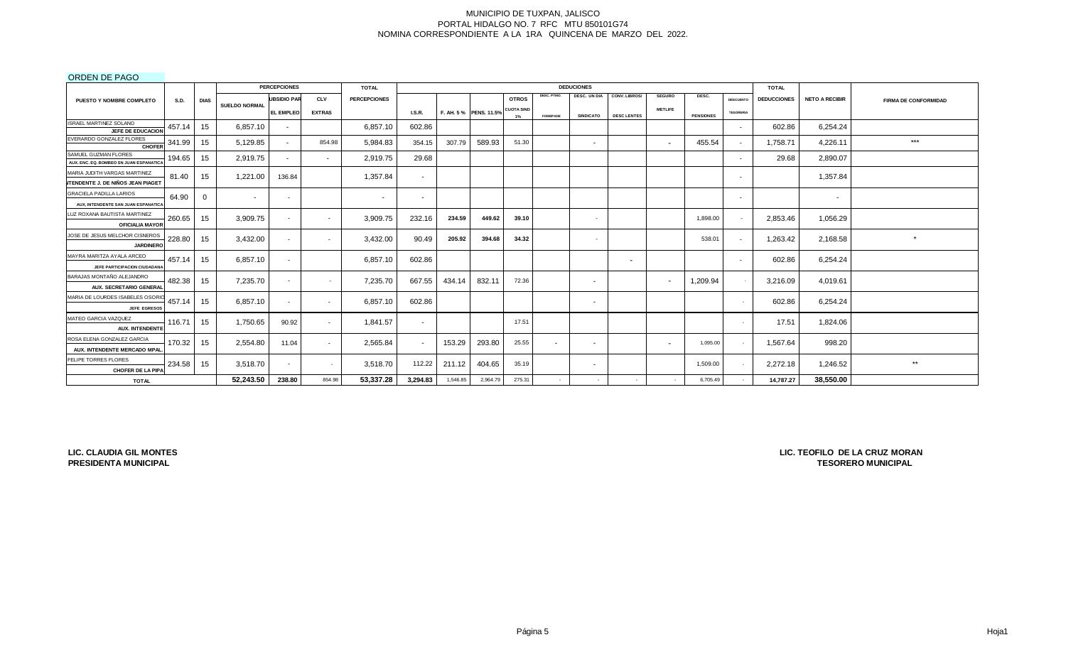MUNICIPIO DE TUXPAN, JALISCO
PORTAL HIDALGO NO. 7 RFC MTU 850101G74
NOMINA CORRESPONDIENTE A LA 1RA QUINCENA DE MARZO DEL 2022.

ORDEN DE PAGO

| PUESTO Y NOMBRE COMPLETO | S.D. | DIAS | PERCEPCIONES | | | TOTAL | DEDUCIONES | | | | | | | | | | | TOTAL | NETO A RECIBIR | FIRMA DE CONFORMIDAD |
|---|---|---|---|---|---|---|---|---|---|---|---|---|---|---|---|---|---|---|---|---|
| | | | SUELDO NORMAL | SUBSIDIO PARA EL EMPLEO | CLV EXTRAS | PERCEPCIONES | I.S.R. | F. AH. 5 % | PENS. 11.5% | OTROS CUOTA SIND 1% | DESC. PTMO. FONDPADE | DESC. UN DIA SINDICATO | CONV. LIBROS/ DESC LENTES | SEGURO METLIFE | DESC. PENSIONES | DESCUENTO TESORERIA | DEDUCCIONES | | |
| ISRAEL MARTINEZ SOLANO JEFE DE EDUCACION | 457.14 | 15 | 6,857.10 | - | | 6,857.10 | 602.86 | | | | | | | | | - | 602.86 | 6,254.24 | |
| EVERARDO GONZALEZ FLORES CHOFER | 341.99 | 15 | 5,129.85 | - | 854.98 | 5,984.83 | 354.15 | 307.79 | 589.93 | 51.30 | | - | | - | 455.54 | - | 1,758.71 | 4,226.11 | *** |
| SAMUEL GUZMAN FLORES AUX. ENC. EQ. BOMBEO SN JUAN ESPANATICA | 194.65 | 15 | 2,919.75 | - | - | 2,919.75 | 29.68 | | | | | | | | | - | 29.68 | 2,890.07 | |
| MARIA JUDITH VARGAS MARTINEZ INTENDENTE J. DE NIÑOS JEAN PIAGET | 81.40 | 15 | 1,221.00 | 136.84 | | 1,357.84 | - | | | | | | | | | - | | 1,357.84 | |
| GRACIELA PADILLA LARIOS AUX. INTENDENTE SAN JUAN ESPANATICA | 64.90 | 0 | - | - | | - | - | | | | | | | | | - | | - | |
| LUZ ROXANA BAUTISTA MARTINEZ OFICIALIA MAYOR | 260.65 | 15 | 3,909.75 | - | - | 3,909.75 | 232.16 | 234.59 | 449.62 | 39.10 | | - | | | 1,898.00 | - | 2,853.46 | 1,056.29 | |
| JOSE DE JESUS MELCHOR CISNEROS JARDINERO | 228.80 | 15 | 3,432.00 | - | - | 3,432.00 | 90.49 | 205.92 | 394.68 | 34.32 | | - | | | 538.01 | - | 1,263.42 | 2,168.58 | * |
| MAYRA MARITZA AYALA ARCEO JEFE PARTICIPACION CIUDADANA | 457.14 | 15 | 6,857.10 | - | | 6,857.10 | 602.86 | | | | | | - | | | - | 602.86 | 6,254.24 | |
| BARAJAS MONTAÑO ALEJANDRO AUX. SECRETARIO GENERAL | 482.38 | 15 | 7,235.70 | - | - | 7,235.70 | 667.55 | 434.14 | 832.11 | 72.36 | | - | | - | 1,209.94 | - | 3,216.09 | 4,019.61 | |
| MARIA DE LOURDES ISABELES OSORIO JEFE EGRESOS | 457.14 | 15 | 6,857.10 | - | - | 6,857.10 | 602.86 | | | | | - | | | | - | 602.86 | 6,254.24 | |
| MATEO GARCIA VAZQUEZ AUX. INTENDENTE | 116.71 | 15 | 1,750.65 | 90.92 | - | 1,841.57 | - | | | 17.51 | | | | | | - | 17.51 | 1,824.06 | |
| ROSA ELENA GONZALEZ GARCIA AUX. INTENDENTE MERCADO MPAL. | 170.32 | 15 | 2,554.80 | 11.04 | - | 2,565.84 | - | 153.29 | 293.80 | 25.55 | - | - | | - | 1,095.00 | - | 1,567.64 | 998.20 | |
| FELIPE TORRES FLORES CHOFER DE LA PIPA | 234.58 | 15 | 3,518.70 | - | - | 3,518.70 | 112.22 | 211.12 | 404.65 | 35.19 | | - | | | 1,509.00 | - | 2,272.18 | 1,246.52 | ** |
| TOTAL | | | 52,243.50 | 238.80 | 854.98 | 53,337.28 | 3,294.83 | 1,546.85 | 2,964.79 | 275.31 | - | - | - | - | 6,705.49 | - | 14,787.27 | 38,550.00 | |

**LIC. CLAUDIA GIL MONTES**
**PRESIDENTA MUNICIPAL**

**LIC. TEOFILO DE LA CRUZ MORAN**
**TESORERO MUNICIPAL**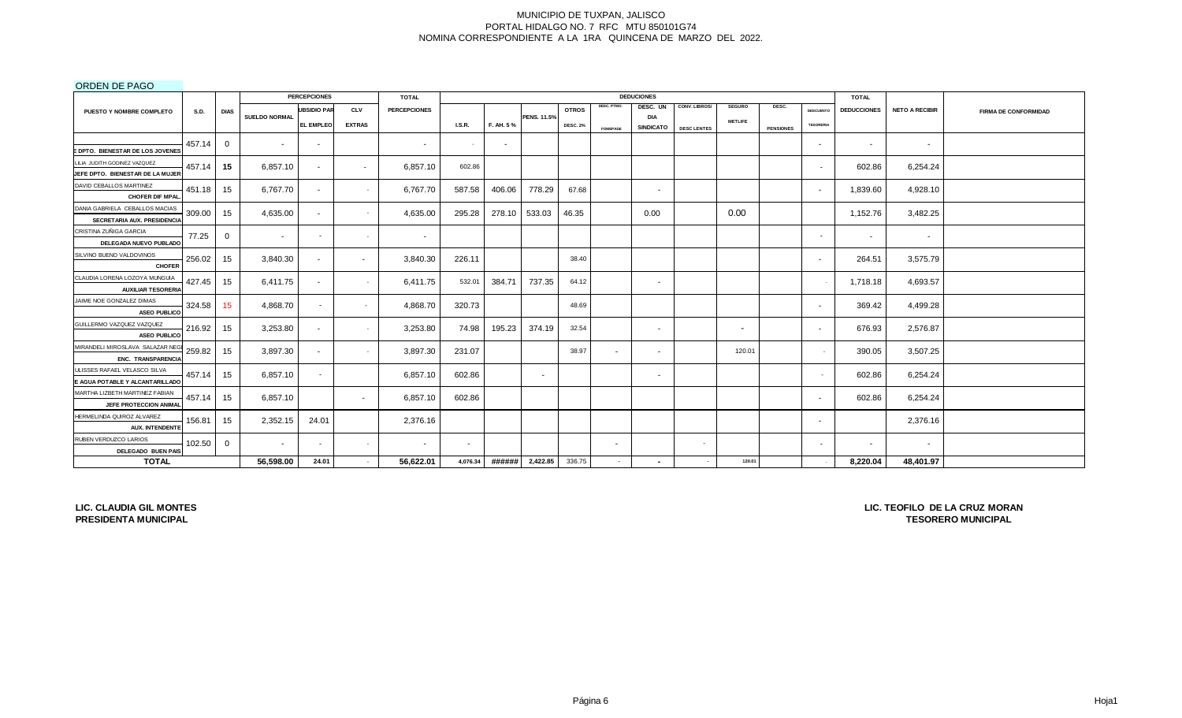MUNICIPIO DE TUXPAN, JALISCO
PORTAL HIDALGO NO. 7 RFC MTU 850101G74
NOMINA CORRESPONDIENTE A LA 1RA QUINCENA DE MARZO DEL 2022.

ORDEN DE PAGO

| PUESTO Y NOMBRE COMPLETO | S.D. | DIAS | PERCEPCIONES | | | TOTAL | DEDUCIONES | | | | | | | | | | | TOTAL | NETO A RECIBIR | FIRMA DE CONFORMIDAD |
|---|---|---|---|---|---|---|---|---|---|---|---|---|---|---|---|---|---|---|---|---|
| | | | SUELDO NORMAL | UBSIDIO PAR EL EMPLEO | CLV EXTRAS | PERCEPCIONES | I.S.R. | F. AH. 5 % | PENS. 11.5% | OTROS DESC. 2% | DESC. PTMO. FOMEPADE | DESC. UN DIA SINDICATO | CONV. LIBROS/ DESC LENTES | SEGURO METLIFE | DESC. PENSIONES | DESCUENTO TESORERIA | DEDUCCIONES | | | |
| E DPTO. BIENESTAR DE LOS JOVENES | 457.14 | 0 | - | - | | - | - | - | | | | | | | | - | - | - | |
| LILIA JUDITH GODINEZ VAZQUEZ JEFE DPTO. BIENESTAR DE LA MUJER | 457.14 | 15 | 6,857.10 | - | - | 6,857.10 | 602.86 | | | | | | | | | - | 602.86 | 6,254.24 | |
| DAVID CEBALLOS MARTINEZ CHOFER DIF MPAL. | 451.18 | 15 | 6,767.70 | - | - | 6,767.70 | 587.58 | 406.06 | 778.29 | 67.68 | | - | | | | - | 1,839.60 | 4,928.10 | |
| DANIA GABRIELA CEBALLOS MACIAS SECRETARIA AUX. PRESIDENCIA | 309.00 | 15 | 4,635.00 | - | - | 4,635.00 | 295.28 | 278.10 | 533.03 | 46.35 | | 0.00 | | 0.00 | | | 1,152.76 | 3,482.25 | |
| CRISTINA ZUÑIGA GARCIA DELEGADA NUEVO PUBLADO | 77.25 | 0 | - | - | - | - | | | | | | | | | | - | - | - | |
| SILVINO BUENO VALDOVINOS CHOFER | 256.02 | 15 | 3,840.30 | - | - | 3,840.30 | 226.11 | | | 38.40 | | | | | | - | 264.51 | 3,575.79 | |
| CLAUDIA LORENA LOZOYA MUNGUIA AUXILIAR TESORERIA | 427.45 | 15 | 6,411.75 | - | - | 6,411.75 | 532.01 | 384.71 | 737.35 | 64.12 | | - | | | | - | 1,718.18 | 4,693.57 | |
| JAIME NOE GONZALEZ DIMAS ASEO PUBLICO | 324.58 | 15 | 4,868.70 | - | - | 4,868.70 | 320.73 | | | 48.69 | | | | | | - | 369.42 | 4,499.28 | |
| GUILLERMO VAZQUEZ VAZQUEZ ASEO PUBLICO | 216.92 | 15 | 3,253.80 | - | - | 3,253.80 | 74.98 | 195.23 | 374.19 | 32.54 | | - | | - | | - | 676.93 | 2,576.87 | |
| MIRANDELI MIROSLAVA SALAZAR NEG ENC. TRANSPARENCIA | 259.82 | 15 | 3,897.30 | - | - | 3,897.30 | 231.07 | | | 38.97 | - | - | | 120.01 | | - | 390.05 | 3,507.25 | |
| ULISSES RAFAEL VELASCO SILVA E AGUA POTABLE Y ALCANTARILLADO | 457.14 | 15 | 6,857.10 | - | | 6,857.10 | 602.86 | | - | | | - | | | | - | 602.86 | 6,254.24 | |
| MARTHA LIZBETH MARTINEZ FABIAN JEFE PROTECCION ANIMAL | 457.14 | 15 | 6,857.10 | | - | 6,857.10 | 602.86 | | | | | | | | | - | 602.86 | 6,254.24 | |
| HERMELINDA QUIROZ ALVAREZ AUX. INTENDENTE | 156.81 | 15 | 2,352.15 | 24.01 | | 2,376.16 | | | | | | | | | | - | | 2,376.16 | |
| RUBEN VERDUZCO LARIOS DELEGADO BUEN PAIS | 102.50 | 0 | - | - | - | - | - | | | | - | | - | | | - | - | - | |
| **TOTAL** | | | **56,598.00** | **24.01** | - | **56,622.01** | **4,076.34** | **######** | **2,422.85** | 336.75 | - | **-** | - | **120.01** | | - | **8,220.04** | **48,401.97** | |

**LIC. CLAUDIA GIL MONTES**
**PRESIDENTA MUNICIPAL**

**LIC. TEOFILO DE LA CRUZ MORAN**
**TESORERO MUNICIPAL**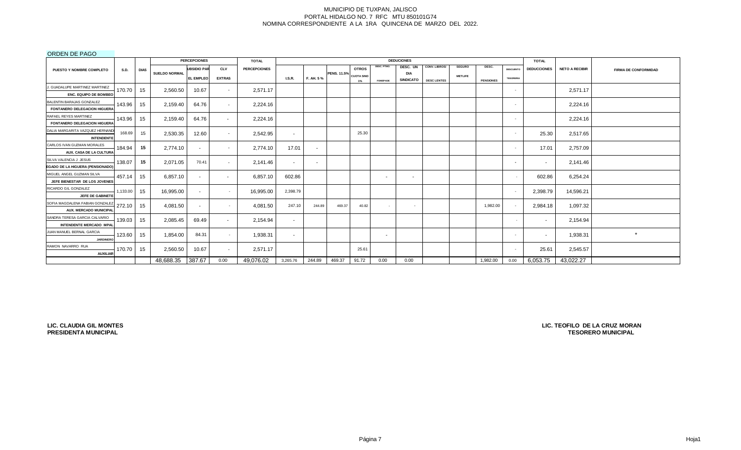MUNICIPIO DE TUXPAN, JALISCO
PORTAL HIDALGO NO. 7 RFC MTU 850101G74
NOMINA CORRESPONDIENTE A LA 1RA QUINCENA DE MARZO DEL 2022.

ORDEN DE PAGO

| PUESTO Y NOMBRE COMPLETO | S.D. | DIAS | PERCEPCIONES | | | TOTAL | DEDUCIONES | | | | | | | | | | | TOTAL | NETO A RECIBIR | FIRMA DE CONFORMIDAD |
|---|---|---|---|---|---|---|---|---|---|---|---|---|---|---|---|---|---|---|---|---|
| | | | SUELDO NORMAL | UBSIDIO PAR EL EMPLEO | CLV EXTRAS | PERCEPCIONES | I.S.R. | F. AH. 5 % | PENS. 11.5% | OTROS CUOTA SIND 1% | DESC. PTMO. FOMEPADE | DESC. UN DIA SINDICATO | CONV. LIBROS/ DESC LENTES | SEGURO METLIFE | DESC. PENSIONES | DESCUENTO TESORERIA | DEDUCCIONES | | |
| J. GUADALUPE MARTINEZ MARTINEZ / ENC. EQUIPO DE BOMBEO | 170.70 | 15 | 2,560.50 | 10.67 | - | 2,571.17 | | | | | | | | | | - | | 2,571.17 | |
| BALENTIN BARAJAS GONZALEZ / FONTANERO DELEGACION HIGUERA | 143.96 | 15 | 2,159.40 | 64.76 | - | 2,224.16 | | | | | | | | | | - | | 2,224.16 | |
| RAFAEL REYES MARTINEZ / FONTANERO DELEGACION HIGUERA | 143.96 | 15 | 2,159.40 | 64.76 | - | 2,224.16 | | | | | | | | | | - | | 2,224.16 | |
| DALIA MARGARITA VAZQUEZ HERNAND / INTENDENTE | 168.69 | 15 | 2,530.35 | 12.60 | - | 2,542.95 | - | | | 25.30 | | | | | | - | 25.30 | 2,517.65 | |
| CARLOS IVAN GUZMAN MORALES / AUX. CASA DE LA CULTURA | 184.94 | 15 | 2,774.10 | - | - | 2,774.10 | 17.01 | - | | | | | | | | - | 17.01 | 2,757.09 | |
| SILVA VALENCIA J. JESUS / EGADO DE LA HIGUERA (PENSIONADO) | 138.07 | 15 | 2,071.05 | 70.41 | - | 2,141.46 | - | - | | | | | | | | - | - | 2,141.46 | |
| MIGUEL ANGEL GUZMAN SILVA / JEFE BIENESTAR DE LOS JOVENES | 457.14 | 15 | 6,857.10 | - | - | 6,857.10 | 602.86 | | | | - | - | | | | - | 602.86 | 6,254.24 | |
| RICARDO GIL GONZALEZ / JEFE DE GABINETE | 1,133.00 | 15 | 16,995.00 | - | - | 16,995.00 | 2,398.79 | | | | | | | | | - | 2,398.79 | 14,596.21 | |
| SOFIA MAGDALENA FABIAN GONZALEZ / AUX. MERCADO MUNICIPAL | 272.10 | 15 | 4,081.50 | - | - | 4,081.50 | 247.10 | 244.89 | 469.37 | 40.82 | - | - | | | 1,982.00 | - | 2,984.18 | 1,097.32 | |
| SANDRA TERESA GARCIA CALVARIO / INTENDENTE MERCADO MPAL | 139.03 | 15 | 2,085.45 | 69.49 | - | 2,154.94 | - | | | | | | | | | - | - | 2,154.94 | |
| JUAN MANUEL BERNAL GARCIA / JARDINERO | 123.60 | 15 | 1,854.00 | 84.31 | - | 1,938.31 | - | | | | - | | | | | - | - | 1,938.31 | * |
| RAMON NAVARRO RUA / AUXILIAR | 170.70 | 15 | 2,560.50 | 10.67 | - | 2,571.17 | | | | 25.61 | | | | | | - | 25.61 | 2,545.57 | |
| | | | 48,688.35 | 387.67 | 0.00 | 49,076.02 | 3,265.76 | 244.89 | 469.37 | 91.72 | 0.00 | 0.00 | | | 1,982.00 | 0.00 | 6,053.75 | 43,022.27 | |

**LIC. CLAUDIA GIL MONTES**
**PRESIDENTA MUNICIPAL**

**LIC. TEOFILO DE LA CRUZ MORAN**
**TESORERO MUNICIPAL**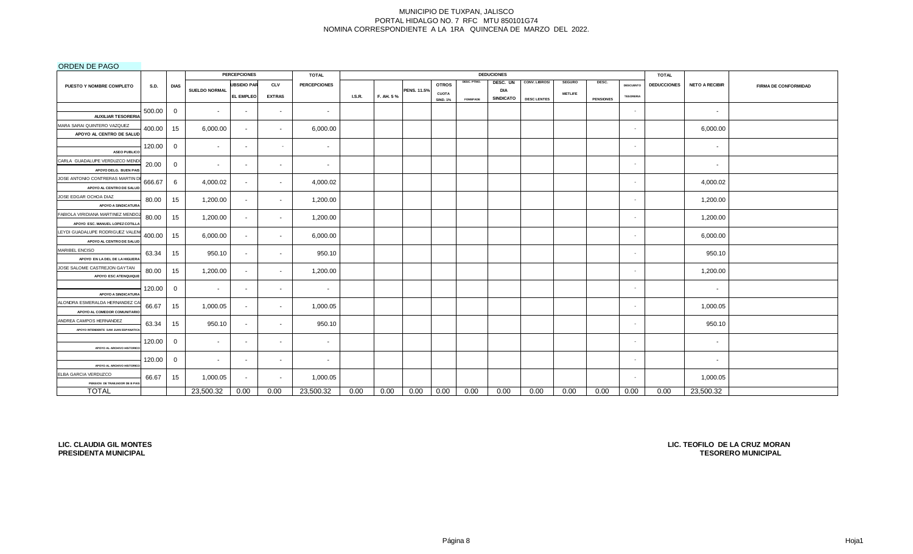MUNICIPIO DE TUXPAN, JALISCO
PORTAL HIDALGO NO. 7 RFC MTU 850101G74
NOMINA CORRESPONDIENTE A LA 1RA QUINCENA DE MARZO DEL 2022.

ORDEN DE PAGO

| PUESTO Y NOMBRE COMPLETO | S.D. | DIAS | PERCEPCIONES SUELDO NORMAL | SUBSIDIO PARA EL EMPLEO | CLV EXTRAS | TOTAL PERCEPCIONES | DEDUCCIONES I.S.R. | F. AH. 5 % | PENS. 11.5% | OTROS CUOTA SIND. 1% | DESC. PTMO. FOMEPADE | DESC. UN DIA SINDICATO | CONV. LIBROS/ DESC LENTES | SEGURO METLIFE | DESC. PENSIONES | DESCUENTO TESORERIA | TOTAL DEDUCCIONES | NETO A RECIBIR | FIRMA DE CONFORMIDAD |
|---|---|---|---|---|---|---|---|---|---|---|---|---|---|---|---|---|---|---|---|
| AUXILIAR TESORERIA | 500.00 | 0 | - | - | - | - | | | | | | | | | | - | | - | |
| MARA SARAI QUINTERO VAZQUEZ<br>APOYO AL CENTRO DE SALUD | 400.00 | 15 | 6,000.00 | - | - | 6,000.00 | | | | | | | | | | - | | 6,000.00 | |
| ASEO PUBLICO | 120.00 | 0 | - | - | - | - | | | | | | | | | | - | | - | |
| CARLA GUADALUPE VERDUZCO MEND<br>APOYO DELG. BUEN PAIS | 20.00 | 0 | - | - | - | - | | | | | | | | | | - | | - | |
| JOSE ANTONIO CONTRERAS MARTIN DE<br>APOYO AL CENTRO DE SALUD | 666.67 | 6 | 4,000.02 | - | - | 4,000.02 | | | | | | | | | | - | | 4,000.02 | |
| JOSE EDGAR OCHOA DIAZ<br>APOYO A SINDICATURA | 80.00 | 15 | 1,200.00 | - | - | 1,200.00 | | | | | | | | | | - | | 1,200.00 | |
| FABIOLA VIRIDIANA MARTINEZ MENDOZ<br>APOYO ESC. MANUEL LOPEZ COTILLA | 80.00 | 15 | 1,200.00 | - | - | 1,200.00 | | | | | | | | | | - | | 1,200.00 | |
| LEYDI GUADALUPE RODRIGUEZ VALEN<br>APOYO AL CENTRO DE SALUD | 400.00 | 15 | 6,000.00 | - | - | 6,000.00 | | | | | | | | | | - | | 6,000.00 | |
| MARIBEL ENCISO<br>APOYO EN LA DEL DE LA HIGUERA | 63.34 | 15 | 950.10 | - | - | 950.10 | | | | | | | | | | - | | 950.10 | |
| JOSE SALOME CASTREJON GAYTAN<br>APOYO ESC ATENQUIQUE | 80.00 | 15 | 1,200.00 | - | - | 1,200.00 | | | | | | | | | | - | | 1,200.00 | |
| APOYO A SINDICATURA | 120.00 | 0 | - | - | - | - | | | | | | | | | | - | | - | |
| ALONDRA ESMERALDA HERNANDEZ CA<br>APOYO AL COMEDOR COMUNITARIO | 66.67 | 15 | 1,000.05 | - | - | 1,000.05 | | | | | | | | | | - | | 1,000.05 | |
| ANDREA CAMPOS HERNANDEZ<br>APOYO INTENDENTE SAN JUAN ESPANATICA | 63.34 | 15 | 950.10 | - | - | 950.10 | | | | | | | | | | - | | 950.10 | |
| APOYO AL ARCHIVO HISTORICO | 120.00 | 0 | - | - | - | - | | | | | | | | | | - | | - | |
| APOYO AL ARCHIVO HISTORICO | 120.00 | 0 | - | - | - | - | | | | | | | | | | - | | - | |
| ELBA GARCIA VERDUZCO<br>PENSION DE TRABAJADOR DE B PAIS | 66.67 | 15 | 1,000.05 | - | - | 1,000.05 | | | | | | | | | | - | | 1,000.05 | |
| TOTAL | | | 23,500.32 | 0.00 | 0.00 | 23,500.32 | 0.00 | 0.00 | 0.00 | 0.00 | 0.00 | 0.00 | 0.00 | 0.00 | 0.00 | 0.00 | 0.00 | 23,500.32 | |

**LIC. CLAUDIA GIL MONTES**
**PRESIDENTA MUNICIPAL**

**LIC. TEOFILO DE LA CRUZ MORAN**
**TESORERO MUNICIPAL**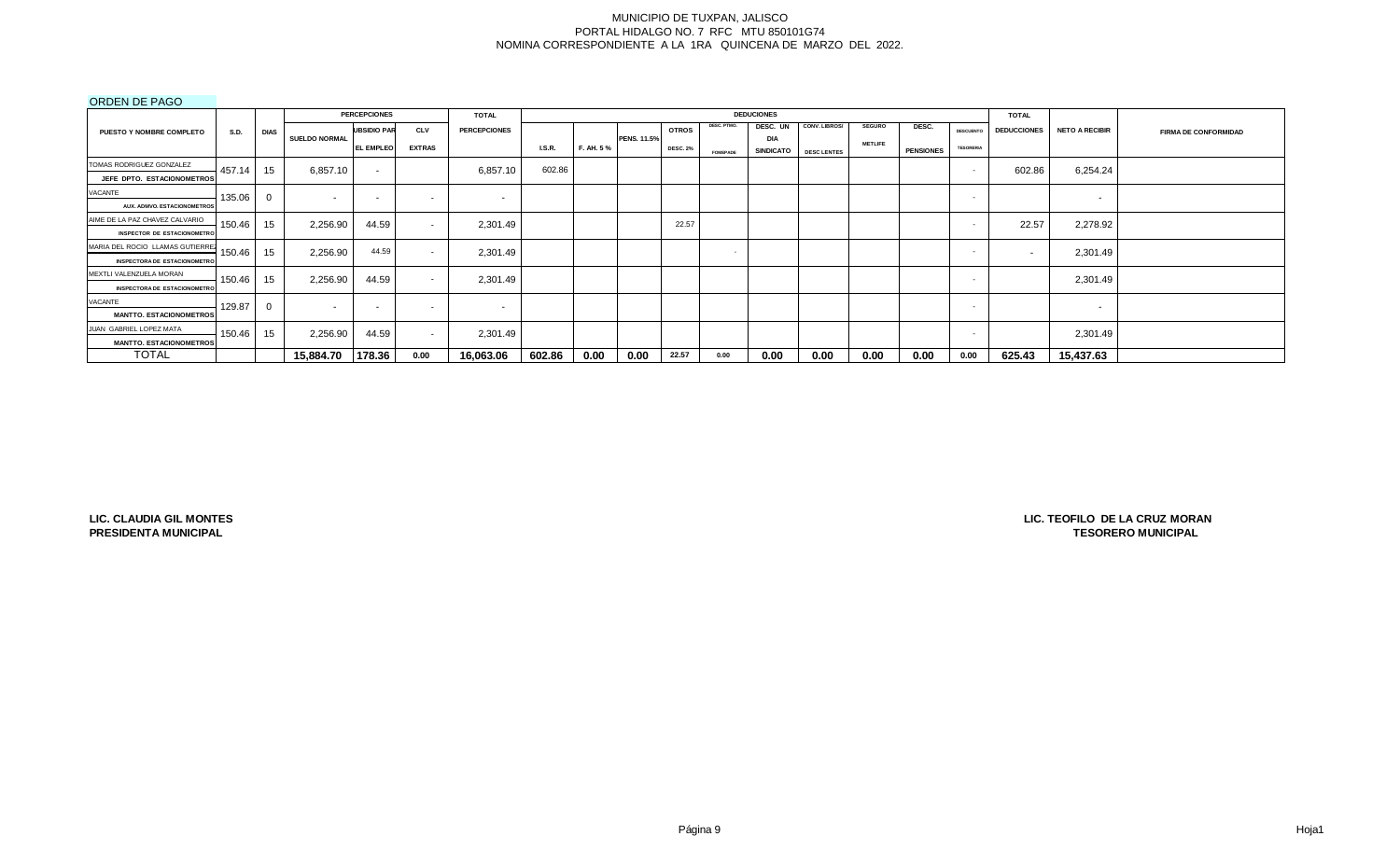MUNICIPIO DE TUXPAN, JALISCO
PORTAL HIDALGO NO. 7 RFC MTU 850101G74
NOMINA CORRESPONDIENTE A LA 1RA QUINCENA DE MARZO DEL 2022.

ORDEN DE PAGO

| PUESTO Y NOMBRE COMPLETO | S.D. | DIAS | PERCEPCIONES | | | TOTAL | DEDUCIONES | | | | | | | | | | | TOTAL | NETO A RECIBIR | FIRMA DE CONFORMIDAD |
|---|---|---|---|---|---|---|---|---|---|---|---|---|---|---|---|---|---|---|---|---|
| | | | SUELDO NORMAL | UBSIDIO PAR EL EMPLEO | CLV EXTRAS | PERCEPCIONES | I.S.R. | F. AH. 5 % | PENS. 11.5% | OTROS DESC. 2% | DESC. PTMO. FOMEPADE | DESC. UN DIA SINDICATO | CONV. LIBROS/ DESC LENTES | SEGURO METLIFE | DESC. PENSIONES | DESCUENTO TESORERIA | DEDUCCIONES | | |
| TOMAS RODRIGUEZ GONZALEZ / JEFE DPTO. ESTACIONOMETROS | 457.14 | 15 | 6,857.10 | - | | 6,857.10 | 602.86 | | | | | | | | | - | 602.86 | 6,254.24 | |
| VACANTE / AUX. ADMVO. ESTACIONOMETROS | 135.06 | 0 | - | - | - | - | | | | | | | | | | - | | - | |
| AIME DE LA PAZ CHAVEZ CALVARIO / INSPECTOR DE ESTACIONOMETRO | 150.46 | 15 | 2,256.90 | 44.59 | - | 2,301.49 | | | | 22.57 | | | | | | - | 22.57 | 2,278.92 | |
| MARIA DEL ROCIO LLAMAS GUTIERREZ / INSPECTORA DE ESTACIONOMETRO | 150.46 | 15 | 2,256.90 | 44.59 | - | 2,301.49 | | | | | - | | | | | - | - | 2,301.49 | |
| MEXTLI VALENZUELA MORAN / INSPECTORA DE ESTACIONOMETRO | 150.46 | 15 | 2,256.90 | 44.59 | - | 2,301.49 | | | | | | | | | | - | | 2,301.49 | |
| VACANTE / MANTTO. ESTACIONOMETROS | 129.87 | 0 | - | - | - | - | | | | | | | | | | - | | - | |
| JUAN GABRIEL LOPEZ MATA / MANTTO. ESTACIONOMETROS | 150.46 | 15 | 2,256.90 | 44.59 | - | 2,301.49 | | | | | | | | | | - | | 2,301.49 | |
| TOTAL | | | 15,884.70 | 178.36 | 0.00 | 16,063.06 | 602.86 | 0.00 | 0.00 | 22.57 | 0.00 | 0.00 | 0.00 | 0.00 | 0.00 | 0.00 | 625.43 | 15,437.63 | |

**LIC. CLAUDIA GIL MONTES**
**PRESIDENTA MUNICIPAL**

**LIC. TEOFILO DE LA CRUZ MORAN**
**TESORERO MUNICIPAL**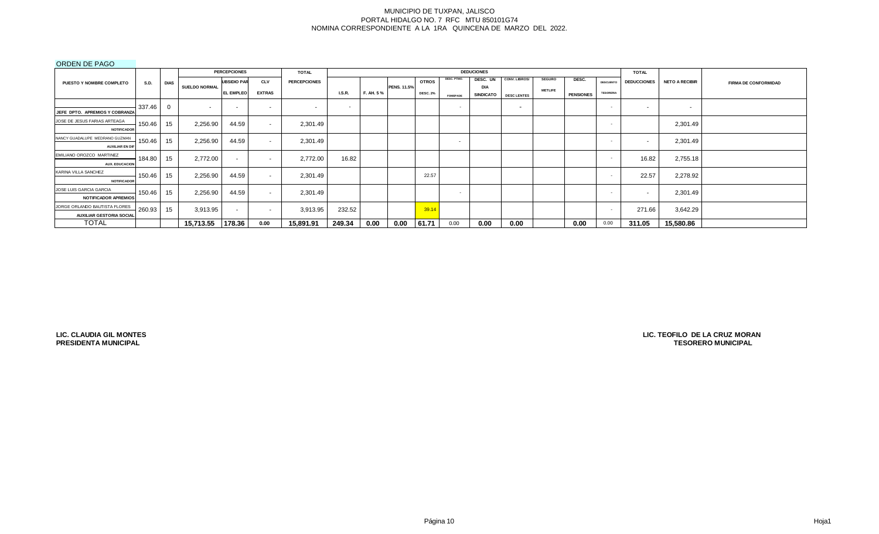MUNICIPIO DE TUXPAN, JALISCO
PORTAL HIDALGO NO. 7 RFC MTU 850101G74
NOMINA CORRESPONDIENTE A LA 1RA QUINCENA DE MARZO DEL 2022.

ORDEN DE PAGO

| PUESTO Y NOMBRE COMPLETO | S.D. | DIAS | PERCEPCIONES | | | TOTAL | DEDUCCIONES | | | | | | | | | | | TOTAL | NETO A RECIBIR | FIRMA DE CONFORMIDAD |
|---|---|---|---|---|---|---|---|---|---|---|---|---|---|---|---|---|---|---|---|---|
| | | | SUELDO NORMAL | SUBSIDIO PARA EL EMPLEO | CLV EXTRAS | PERCEPCIONES | I.S.R. | F. AH. 5 % | PENS. 11.5% | OTROS DESC. 2% | DESC. PTMO. FOMEPADE | DESC. UN DIA SINDICATO | CONV. LIBROS/ DESC LENTES | SEGURO METLIFE | DESC. PENSIONES | DESCUENTO TESORERIA | DEDUCCIONES | | |
| JEFE DPTO. APREMIOS Y COBRANZA | 337.46 | 0 | - | - | - | - | - | | | | - | | - | | | - | - | - | |
| JOSE DE JESUS FARIAS ARTEAGA<br>NOTIFICADOR | 150.46 | 15 | 2,256.90 | 44.59 | - | 2,301.49 | | | | | | | | | | - | | 2,301.49 | |
| NANCY GUADALUPE MEDRANO GUZMAN<br>AUXILIAR EN DIF | 150.46 | 15 | 2,256.90 | 44.59 | - | 2,301.49 | | | | | - | | | | | - | - | 2,301.49 | |
| EMILIANO OROZCO MARTINEZ<br>AUX. EDUCACION | 184.80 | 15 | 2,772.00 | - | - | 2,772.00 | 16.82 | | | | | | | | | - | 16.82 | 2,755.18 | |
| KARINA VILLA SANCHEZ<br>NOTIFICADOR | 150.46 | 15 | 2,256.90 | 44.59 | - | 2,301.49 | | | | 22.57 | | | | | | - | 22.57 | 2,278.92 | |
| JOSE LUIS GARCIA GARCIA<br>NOTIFICADOR APREMIOS | 150.46 | 15 | 2,256.90 | 44.59 | - | 2,301.49 | | | | | - | | | | | - | - | 2,301.49 | |
| JORGE ORLANDO BAUTISTA FLORES<br>AUXILIAR GESTORIA SOCIAL | 260.93 | 15 | 3,913.95 | - | - | 3,913.95 | 232.52 | | | 39.14 | | | | | | - | 271.66 | 3,642.29 | |
| TOTAL | | | 15,713.55 | 178.36 | 0.00 | 15,891.91 | 249.34 | 0.00 | 0.00 | 61.71 | 0.00 | 0.00 | 0.00 | | 0.00 | 0.00 | 311.05 | 15,580.86 | |

**LIC. CLAUDIA GIL MONTES**
**PRESIDENTA MUNICIPAL**

**LIC. TEOFILO DE LA CRUZ MORAN**
**TESORERO MUNICIPAL**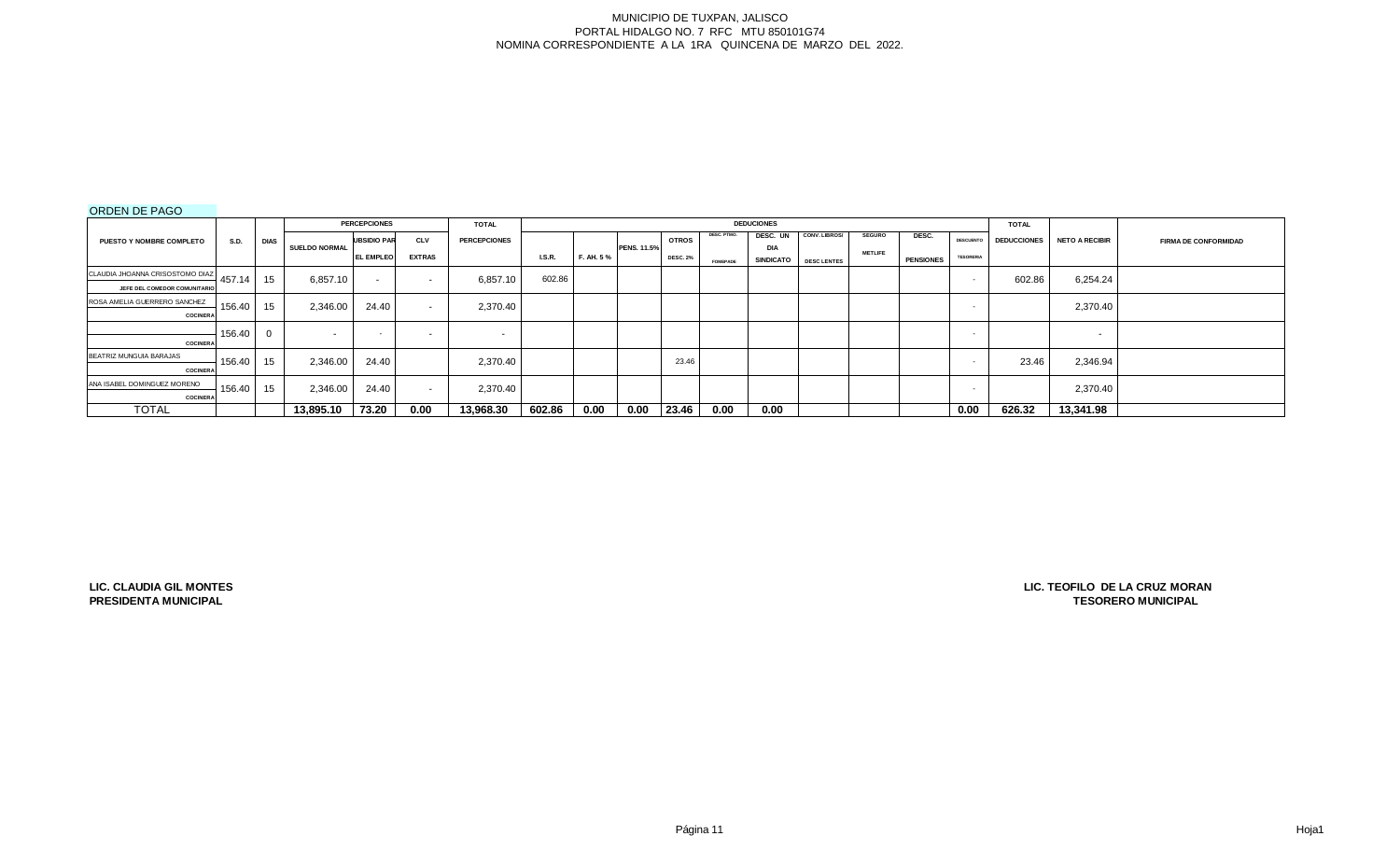MUNICIPIO DE TUXPAN, JALISCO
PORTAL HIDALGO NO. 7 RFC MTU 850101G74
NOMINA CORRESPONDIENTE A LA 1RA QUINCENA DE MARZO DEL 2022.

ORDEN DE PAGO

| PUESTO Y NOMBRE COMPLETO | S.D. | DIAS | PERCEPCIONES | | | TOTAL | DEDUCIONES | | | | | | | | | | | TOTAL | NETO A RECIBIR | FIRMA DE CONFORMIDAD |
|---|---|---|---|---|---|---|---|---|---|---|---|---|---|---|---|---|---|---|---|---|
| | | | SUELDO NORMAL | SUBSIDIO PARA EL EMPLEO | CLV EXTRAS | PERCEPCIONES | I.S.R. | F. AH. 5 % | PENS. 11.5% | OTROS DESC. 2% | DESC. PTMO. FOMEPADE | DESC. UN DIA SINDICATO | CONV. LIBROS/ DESC LENTES | SEGURO METLIFE | DESC. PENSIONES | DESCUENTO TESORERIA | DEDUCCIONES | | |
| CLAUDIA JHOANNA CRISOSTOMO DIAZ / JEFE DEL COMEDOR COMUNITARIO | 457.14 | 15 | 6,857.10 | - | - | 6,857.10 | 602.86 | | | | | | | | | - | 602.86 | 6,254.24 | |
| ROSA AMELIA GUERRERO SANCHEZ / COCINERA | 156.40 | 15 | 2,346.00 | 24.40 | - | 2,370.40 | | | | | | | | | | - | | 2,370.40 | |
| COCINERA | 156.40 | 0 | - | - | - | - | | | | | | | | | | - | | - | |
| BEATRIZ MUNGUIA BARAJAS / COCINERA | 156.40 | 15 | 2,346.00 | 24.40 | | 2,370.40 | | | | 23.46 | | | | | | - | 23.46 | 2,346.94 | |
| ANA ISABEL DOMINGUEZ MORENO / COCINERA | 156.40 | 15 | 2,346.00 | 24.40 | - | 2,370.40 | | | | | | | | | | - | | 2,370.40 | |
| **TOTAL** | | | **13,895.10** | **73.20** | **0.00** | **13,968.30** | **602.86** | **0.00** | **0.00** | **23.46** | **0.00** | **0.00** | | | | **0.00** | **626.32** | **13,341.98** | |

**LIC. CLAUDIA GIL MONTES**
**PRESIDENTA MUNICIPAL**

**LIC. TEOFILO DE LA CRUZ MORAN**
**TESORERO MUNICIPAL**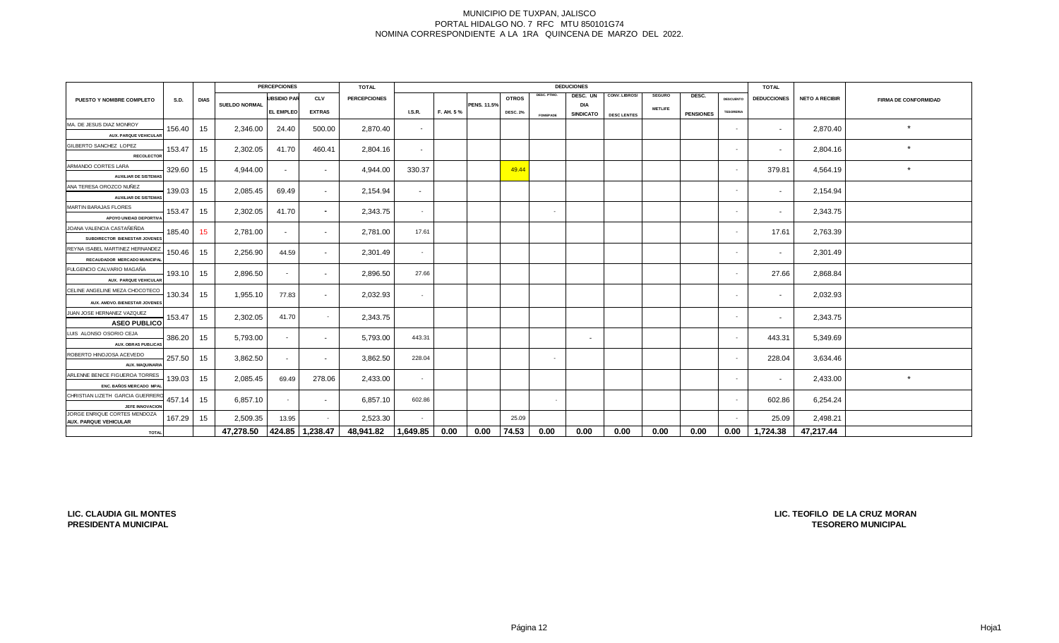MUNICIPIO DE TUXPAN, JALISCO
PORTAL HIDALGO NO. 7 RFC MTU 850101G74
NOMINA CORRESPONDIENTE A LA 1RA QUINCENA DE MARZO DEL 2022.

| PUESTO Y NOMBRE COMPLETO | S.D. | DIAS | PERCEPCIONES | | | TOTAL | DEDUCIONES | | | | | | | | | | | TOTAL | NETO A RECIBIR | FIRMA DE CONFORMIDAD |
|---|---|---|---|---|---|---|---|---|---|---|---|---|---|---|---|---|---|---|---|---|
| | | | SUELDO NORMAL | UBSIDIO PAR EL EMPLEO | CLV EXTRAS | PERCEPCIONES | I.S.R. | F. AH. 5 % | PENS. 11.5% | OTROS DESC. 2% | DESC. PTMO. FONDPADE | DESC. UN DIA SINDICATO | CONV. LIBROS/ DESC LENTES | SEGURO METLIFE | DESC. PENSIONES | DESCUENTO TESORERIA | DEDUCCIONES | | |
| MA. DE JESUS DIAZ MONROY AUX. PARQUE VEHICULAR | 156.40 | 15 | 2,346.00 | 24.40 | 500.00 | 2,870.40 | - | | | | | | | | | - | - | 2,870.40 | * |
| GILBERTO SANCHEZ LOPEZ RECOLECTOR | 153.47 | 15 | 2,302.05 | 41.70 | 460.41 | 2,804.16 | - | | | | | | | | | - | - | 2,804.16 | * |
| ARMANDO CORTES LARA AUXILIAR DE SISTEMAS | 329.60 | 15 | 4,944.00 | - | - | 4,944.00 | 330.37 | | | 49.44 | | | | | | - | 379.81 | 4,564.19 | * |
| ANA TERESA OROZCO NUÑEZ AUXILIAR DE SISTEMAS | 139.03 | 15 | 2,085.45 | 69.49 | - | 2,154.94 | - | | | | | | | | | - | - | 2,154.94 | |
| MARTIN BARAJAS FLORES APOYO UNIDAD DEPORTIVA | 153.47 | 15 | 2,302.05 | 41.70 | - | 2,343.75 | - | | | | - | | | | | - | - | 2,343.75 | |
| JOANA VALENCIA CASTAÑEÑDA SUBDIRECTOR BIENESTAR JOVENES | 185.40 | 15 | 2,781.00 | - | - | 2,781.00 | 17.61 | | | | | | | | | - | 17.61 | 2,763.39 | |
| REYNA ISABEL MARTINEZ HERNANDEZ RECAUDADOR MERCADO MUNICIPAL | 150.46 | 15 | 2,256.90 | 44.59 | - | 2,301.49 | - | | | | | | | | | - | - | 2,301.49 | |
| FULGENCIO CALVARIO MAGAÑA AUX. PARQUE VEHICULAR | 193.10 | 15 | 2,896.50 | - | - | 2,896.50 | 27.66 | | | | | | | | | - | 27.66 | 2,868.84 | |
| CELINE ANGELINE MEZA CHOCOTECO AUX. AMDVO. BIENESTAR JOVENES | 130.34 | 15 | 1,955.10 | 77.83 | - | 2,032.93 | - | | | | | | | | | - | - | 2,032.93 | |
| JUAN JOSE HERNANEZ VAZQUEZ ASEO PUBLICO | 153.47 | 15 | 2,302.05 | 41.70 | - | 2,343.75 | | | | | | | | | | - | - | 2,343.75 | |
| LUIS ALONSO OSORIO CEJA AUX. OBRAS PUBLICAS | 386.20 | 15 | 5,793.00 | - | - | 5,793.00 | 443.31 | | | | | - | | | | - | 443.31 | 5,349.69 | |
| ROBERTO HINOJOSA ACEVEDO AUX. MAQUINARIA | 257.50 | 15 | 3,862.50 | - | - | 3,862.50 | 228.04 | | | | - | | | | | - | 228.04 | 3,634.46 | |
| ARLENNE BENICE FIGUEROA TORRES ENC. BAÑOS MERCADO MPAL | 139.03 | 15 | 2,085.45 | 69.49 | 278.06 | 2,433.00 | - | | | | | | | | | - | - | 2,433.00 | * |
| CHRISTIAN LIZETH GARCIA GUERRERO JEFE INNOVACION | 457.14 | 15 | 6,857.10 | - | - | 6,857.10 | 602.86 | | | | - | | | | | - | 602.86 | 6,254.24 | |
| JORGE ENRIQUE CORTES MENDOZA AUX. PARQUE VEHICULAR | 167.29 | 15 | 2,509.35 | 13.95 | - | 2,523.30 | - | | | 25.09 | | | | | | - | 25.09 | 2,498.21 | |
| TOTAL | | | 47,278.50 | 424.85 | 1,238.47 | 48,941.82 | 1,649.85 | 0.00 | 0.00 | 74.53 | 0.00 | 0.00 | 0.00 | 0.00 | 0.00 | 0.00 | 1,724.38 | 47,217.44 | |

**LIC. CLAUDIA GIL MONTES**
**PRESIDENTA MUNICIPAL**

**LIC. TEOFILO DE LA CRUZ MORAN**
**TESORERO MUNICIPAL**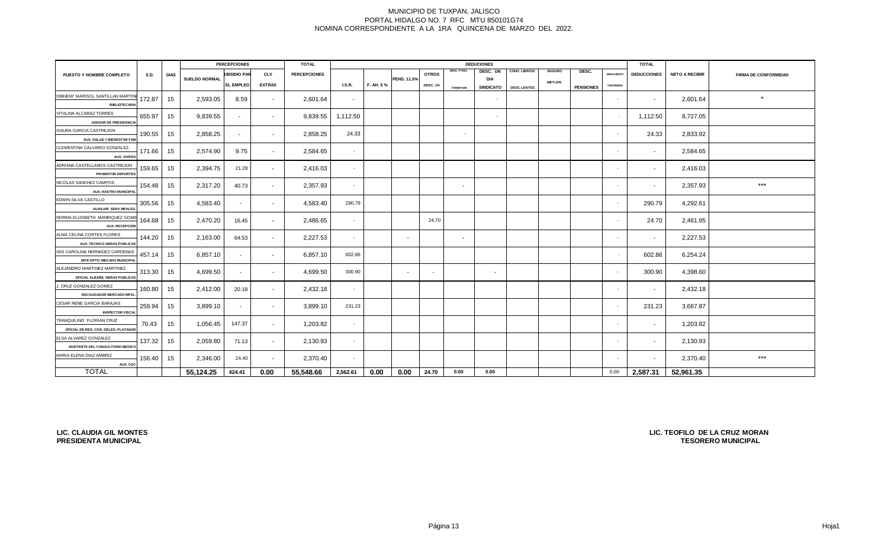MUNICIPIO DE TUXPAN, JALISCO
PORTAL HIDALGO NO. 7 RFC MTU 850101G74
NOMINA CORRESPONDIENTE A LA 1RA QUINCENA DE MARZO DEL 2022.

| PUESTO Y NOMBRE COMPLETO | S.D. | DIAS | PERCEPCIONES | | | TOTAL | DEDUCIONES | | | | | | | | | | | TOTAL | NETO A RECIBIR | FIRMA DE CONFORMIDAD |
|---|---|---|---|---|---|---|---|---|---|---|---|---|---|---|---|---|---|---|---|---|
| | | | SUELDO NORMAL | SUBSIDIO PARA EL EMPLEO | CLV EXTRAS | PERCEPCIONES | I.S.R. | F. AH. 5 % | PENS. 11.5% | OTROS DESC. 1% | DESC. PTMO. FOMEPADE | DESC. UN DIA SINDICATO | CONV. LIBROS/ DESC LENTES | SEGURO METLIFE | DESC. PENSIONES | DESCUENTO TESORERIA | DEDUCCIONES | | |
| DIBHENY MARISOL SANTILLAN MARTINE BIBLIOTECARIA | 172.87 | 15 | 2,593.05 | 8.59 | - | 2,601.64 | - | | | | | - | | | | - | - | 2,601.64 | * |
| VITALINA ALCARAZ TORRES ASESOR DE PRESIDENCIA | 655.97 | 15 | 9,839.55 | - | - | 9,839.55 | 1,112.50 | | | | | - | | | | - | 1,112.50 | 8,727.05 | |
| ISAURA GARCIA CASTREJON AUX. SALUD Y BIENESTAR FAM | 190.55 | 15 | 2,858.25 | - | - | 2,858.25 | 24.33 | | | | - | | | | | - | 24.33 | 2,833.92 | |
| CLEMENTINA CALVARIO GONZALEZ AUX. VIVERO | 171.66 | 15 | 2,574.90 | 9.75 | - | 2,584.65 | - | | | | | | | | | - | - | 2,584.65 | |
| ADRIANA CASTELLANOS CASTREJON PROMOTOR DEPORTES | 159.65 | 15 | 2,394.75 | 21.28 | - | 2,416.03 | - | | | | | | | | | - | - | 2,416.03 | |
| NICOLAS SANCHEZ CAMPOS AUX. RASTRO MUNICIPAL | 154.48 | 15 | 2,317.20 | 40.73 | - | 2,357.93 | - | | | | - | | | | | - | - | 2,357.93 | *** |
| EDWIN SILVA CASTILLO AUXILIAR SERV MPALES. | 305.56 | 15 | 4,583.40 | - | - | 4,583.40 | 290.79 | | | | | | | | | - | 290.79 | 4,292.61 | |
| NORMA ELIZABETH MANRIQUEZ GOME AUX. RECEPCION | 164.68 | 15 | 2,470.20 | 16.45 | - | 2,486.65 | - | | | 24.70 | | | | | | - | 24.70 | 2,461.95 | |
| ALMA CELINA CORTES FLORES AUX. TECNICO OBRAS PUBLICAS | 144.20 | 15 | 2,163.00 | 64.53 | - | 2,227.53 | - | | - | | - | | | | | - | - | 2,227.53 | |
| ISIS CAROLINA HERNADEZ CARDENAS JEFE DPTO. MECADO MUNICIPAL | 457.14 | 15 | 6,857.10 | - | - | 6,857.10 | 602.86 | | | | | | | | | - | 602.86 | 6,254.24 | |
| ALEJANDRO MARTINEZ MARTINEZ OFICIAL ALBAÑIL OBRAS PUBLICAS | 313.30 | 15 | 4,699.50 | - | - | 4,699.50 | 300.90 | | - | - | | - | | | | - | 300.90 | 4,398.60 | |
| J. CRUZ GONZALEZ GOMEZ RECAUDADOR MERCADO MPAL. | 160.80 | 15 | 2,412.00 | 20.18 | - | 2,432.18 | - | | | | | | | | | - | - | 2,432.18 | |
| CESAR RENE GARCIA BARAJAS INSPECTOR FISCAL | 259.94 | 15 | 3,899.10 | - | - | 3,899.10 | 231.23 | | | | | | | | | - | 231.23 | 3,667.87 | |
| TRANQUILINO FLORIAN CRUZ OFICIAL DE REG. CIVIL DELEG. PLATANAR | 70.43 | 15 | 1,056.45 | 147.37 | - | 1,203.82 | - | | | | | | | | | - | - | 1,203.82 | |
| ELSA ALVAREZ GONZALEZ ASISTENTE DEL CONSULTORIO MEDICO | 137.32 | 15 | 2,059.80 | 71.13 | - | 2,130.93 | - | | | | | | | | | - | - | 2,130.93 | |
| MARIA ELENA DIAZ AMBRIZ AUX. CDC | 156.40 | 15 | 2,346.00 | 24.40 | - | 2,370.40 | - | | | | | | | | | - | - | 2,370.40 | *** |
| TOTAL | | | 55,124.25 | 424.41 | 0.00 | 55,548.66 | 2,562.61 | 0.00 | 0.00 | 24.70 | 0.00 | 0.00 | | | | 0.00 | 2,587.31 | 52,961.35 | |

**LIC. CLAUDIA GIL MONTES**
**PRESIDENTA MUNICIPAL**

**LIC. TEOFILO DE LA CRUZ MORAN**
**TESORERO MUNICIPAL**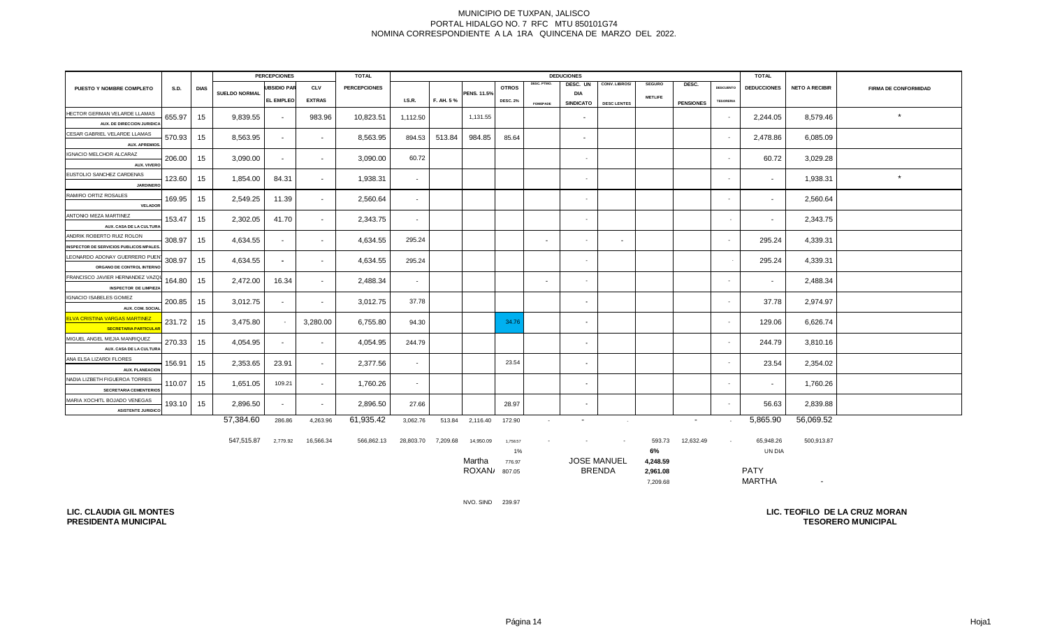MUNICIPIO DE TUXPAN, JALISCO
PORTAL HIDALGO NO. 7 RFC MTU 850101G74
NOMINA CORRESPONDIENTE A LA 1RA QUINCENA DE MARZO DEL 2022.

| PUESTO Y NOMBRE COMPLETO | S.D. | DIAS | PERCEPCIONES SUELDO NORMAL | SUBSIDIO PARA EL EMPLEO | CLV EXTRAS | TOTAL PERCEPCIONES | DEDUCCIONES I.S.R. | F. AH. 5 % | PENS. 11.5% | OTROS DESC. 2% | DESC. PTMO. FOMEPADE | DESC. UN DIA SINDICATO | CONV. LIBROS/ DESC LENTES | SEGURO METLIFE | DESC. PENSIONES | DESCUENTO TESORERIA | TOTAL DEDUCCIONES | NETO A RECIBIR | FIRMA DE CONFORMIDAD |
|---|---|---|---|---|---|---|---|---|---|---|---|---|---|---|---|---|---|---|---|
| HECTOR GERMAN VELARDE LLAMAS AUX. DE DIRECCION JURIDICA | 655.97 | 15 | 9,839.55 | - | 983.96 | 10,823.51 | 1,112.50 | | 1,131.55 | | | - | | | | - | 2,244.05 | 8,579.46 | * |
| CESAR GABRIEL VELARDE LLAMAS AUX. APREMIOS. | 570.93 | 15 | 8,563.95 | - | - | 8,563.95 | 894.53 | 513.84 | 984.85 | 85.64 | | - | | | | - | 2,478.86 | 6,085.09 | |
| IGNACIO MELCHOR ALCARAZ AUX. VIVERO | 206.00 | 15 | 3,090.00 | - | - | 3,090.00 | 60.72 | | | | | - | | | | - | 60.72 | 3,029.28 | |
| EUSTOLIO SANCHEZ CARDENAS JARDINERO | 123.60 | 15 | 1,854.00 | 84.31 | - | 1,938.31 | - | | | | | - | | | | - | - | 1,938.31 | * |
| RAMIRO ORTIZ ROSALES VELADOR | 169.95 | 15 | 2,549.25 | 11.39 | - | 2,560.64 | - | | | | | - | | | | - | - | 2,560.64 | |
| ANTONIO MEZA MARTINEZ AUX. CASA DE LA CULTURA | 153.47 | 15 | 2,302.05 | 41.70 | - | 2,343.75 | - | | | | | - | | | | - | - | 2,343.75 | |
| ANDRIK ROBERTO RUIZ ROLON INSPECTOR DE SERVICIOS PUBLICOS MPALES. | 308.97 | 15 | 4,634.55 | - | - | 4,634.55 | 295.24 | | | | - | - | - | | | - | 295.24 | 4,339.31 | |
| LEONARDO ADONAY GUERRERO PUENTE ORGANO DE CONTROL INTERNO | 308.97 | 15 | 4,634.55 | - | - | 4,634.55 | 295.24 | | | | | - | | | | - | 295.24 | 4,339.31 | |
| FRANCISCO JAVIER HERNANDEZ VAZQUEZ INSPECTOR DE LIMPIEZA | 164.80 | 15 | 2,472.00 | 16.34 | - | 2,488.34 | - | | | | - | - | | | | - | - | 2,488.34 | |
| IGNACIO ISABELES GOMEZ AUX. COM. SOCIAL | 200.85 | 15 | 3,012.75 | - | - | 3,012.75 | 37.78 | | | | | - | | | | - | 37.78 | 2,974.97 | |
| ELVA CRISTINA VARGAS MARTINEZ SECRETARIA PARTICULAR | 231.72 | 15 | 3,475.80 | - | 3,280.00 | 6,755.80 | 94.30 | | | 34.76 | | - | | | | - | 129.06 | 6,626.74 | |
| MIGUEL ANGEL MEJIA MANRIQUEZ AUX. CASA DE LA CULTURA | 270.33 | 15 | 4,054.95 | - | - | 4,054.95 | 244.79 | | | | | - | | | | - | 244.79 | 3,810.16 | |
| ANA ELSA LIZARDI FLORES AUX. PLANEACION | 156.91 | 15 | 2,353.65 | 23.91 | - | 2,377.56 | - | | | 23.54 | | - | | | | - | 23.54 | 2,354.02 | |
| NADIA LIZBETH FIGUEROA TORRES SECRETARIA CEMENTERIOS | 110.07 | 15 | 1,651.05 | 109.21 | - | 1,760.26 | - | | | | | - | | | | - | - | 1,760.26 | |
| MARIA XOCHITL BOJADO VENEGAS ASISTENTE JURIDICO | 193.10 | 15 | 2,896.50 | - | - | 2,896.50 | 27.66 | | | 28.97 | | - | | | | - | 56.63 | 2,839.88 | |
| | | | 57,384.60 | 286.86 | 4,263.96 | 61,935.42 | 3,062.76 | 513.84 | 2,116.40 | 172.90 | - | - | - | | - | - | 5,865.90 | 56,069.52 | |
| | | | 547,515.87 | 2,779.92 | 16,566.34 | 566,862.13 | 28,803.70 | 7,209.68 | 14,950.09 | 1,758.57 | - | - | - | 593.73 | 12,632.49 | - | 65,948.26 | 500,913.87 | |
| | | | | | | | | | | 1% | | | | 6% | | | UN DIA | | |
| | | | | | | | | | Martha | 776.97 | | JOSE MANUEL | | 4,248.59 | | | | | |
| | | | | | | | | | ROXANA | 807.05 | | BRENDA | | 2,961.08 | | | PATY | | |
| | | | | | | | | | | | | | | 7,209.68 | | | MARTHA | - | |
| | | | | | | | | | NVO. SIND | 239.97 | | | | | | | | | |

**LIC. CLAUDIA GIL MONTES**
**PRESIDENTA MUNICIPAL**

**LIC. TEOFILO DE LA CRUZ MORAN**
**TESORERO MUNICIPAL**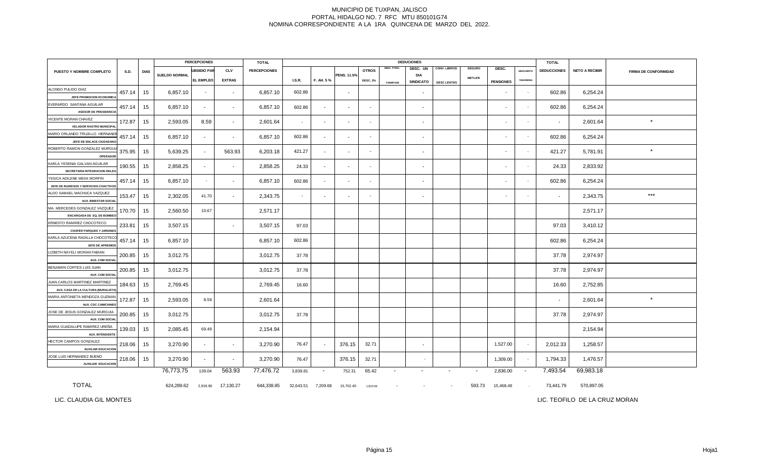MUNICIPIO DE TUXPAN, JALISCO
PORTAL HIDALGO NO. 7 RFC MTU 850101G74
NOMINA CORRESPONDIENTE A LA 1RA QUINCENA DE MARZO DEL 2022.

| PUESTO Y NOMBRE COMPLETO | S.D. | DIAS | PERCEPCIONES | | | TOTAL | DEDUCCIONES | | | | | | | | | | | TOTAL | NETO A RECIBIR | FIRMA DE CONFORMIDAD |
|---|---|---|---|---|---|---|---|---|---|---|---|---|---|---|---|---|---|---|---|---|
| | | | SUELDO NORMAL | SUBSIDIO PAR EL EMPLEO | CLV EXTRAS | PERCEPCIONES | I.S.R. | F. AH. 5 % | PENS. 11.5% | OTROS DESC. 2% | DESC. PTMO. FONMPADE | DESC. UN DIA SINDICATO | CONV. LIBROS/ DESC LENTES | SEGURO METLIFE | DESC. PENSIONES | DESCUENTO TESORERIA | DEDUCCIONES | | |
| ALONSO PULIDO DIAZ JEFE PROMOCION ECONOMICA | 457.14 | 15 | 6,857.10 | - | - | 6,857.10 | 602.86 | | - | | | - | | | - | - | 602.86 | 6,254.24 | |
| EVERARDO SANTANA AGUILAR ASESOR DE PRESIDENCIA | 457.14 | 15 | 6,857.10 | - | - | 6,857.10 | 602.86 | - | - | - | | - | | | - | - | 602.86 | 6,254.24 | |
| VICENTE MORAN CHAVEZ VELADOR RASTRO MUNICIPAL | 172.87 | 15 | 2,593.05 | 8.59 | - | 2,601.64 | - | - | - | - | | - | | | - | - | - | 2,601.64 | * |
| MARIO ORLANDO TRUJILLO HERNANDE JEFE DE ENLACE CIUDADANO | 457.14 | 15 | 6,857.10 | - | - | 6,857.10 | 602.86 | - | - | - | | - | | | - | - | 602.86 | 6,254.24 | |
| ROBERTO RAMON GONZALEZ MURGUI OPERADOR | 375.95 | 15 | 5,639.25 | - | 563.93 | 6,203.18 | 421.27 | - | - | - | | - | | | - | - | 421.27 | 5,781.91 | * |
| KARLA YESENIA GALVAN AGUILAR SECRETARIA INTEGRACION DELEG | 190.55 | 15 | 2,858.25 | - | - | 2,858.25 | 24.33 | - | - | - | | - | | | - | - | 24.33 | 2,833.92 | |
| YESICA ADILENE MEIIA MORFIN JEFE DE INGRESOS Y SERVICIOS COACTIVOS | 457.14 | 15 | 6,857.10 | - | - | 6,857.10 | 602.86 | - | - | - | | - | | | - | - | 602.86 | 6,254.24 | |
| ALDO SAMAEL MACHUCA VAZQUEZ AUX. BINESTAR SOCIAL | 153.47 | 15 | 2,302.05 | 41.70 | - | 2,343.75 | - | - | - | - | | - | | | - | - | - | 2,343.75 | *** |
| MA. MERCEDES GONZALEZ VAZQUEZ ENCARGADA DE EQ. DE BOMBEO | 170.70 | 15 | 2,560.50 | 10.67 | | 2,571.17 | | | | | | | | | | | | 2,571.17 | |
| ERNESTO RAMIREZ CHOCOTECO CHOFER PARQUES Y JARDINES | 233.81 | 15 | 3,507.15 | | - | 3,507.15 | 97.03 | | | | | | | | | | 97.03 | 3,410.12 | |
| KARLA AZUCENA RADILLA CHOCOTECO JEFE DE APREMIOS | 457.14 | 15 | 6,857.10 | | | 6,857.10 | 602.86 | | | | | | | | | | 602.86 | 6,254.24 | |
| LIZBETH NAYELI MORAN FABIAN AUX. COM SOCIAL | 200.85 | 15 | 3,012.75 | | | 3,012.75 | 37.78 | | | | | | | | | | 37.78 | 2,974.97 | |
| BENJAMIN CORTES LUIS JUAN AUX. COM SOCIAL | 200.85 | 15 | 3,012.75 | | | 3,012.75 | 37.78 | | | | | | | | | | 37.78 | 2,974.97 | |
| JUAN CARLOS MARTINEZ MARTINEZ AUX. CASA DE LA CULTURA (MURALISTA) | 184.63 | 15 | 2,769.45 | | | 2,769.45 | 16.60 | | | | | | | | | | 16.60 | 2,752.85 | |
| MARIA ANTONIETA MENDOZA GUZMAN AUX. CDC CAMICHINES | 172.87 | 15 | 2,593.05 | 8.59 | | 2,601.64 | | | | | | | | | | | - | 2,601.64 | * |
| JOSE DE JESUS GONZALEZ MURGUIA AUX. COM SOCIAL | 200.85 | 15 | 3,012.75 | | | 3,012.75 | 37.78 | | | | | | | | | | 37.78 | 2,974.97 | |
| MARIA GUADALUPE RAMIREZ UREÑA AUX. INTENDENTE | 139.03 | 15 | 2,085.45 | 69.49 | | 2,154.94 | | | | | | | | | | | | 2,154.94 | |
| HECTOR CAMPOS GONZALEZ AUXILIAR EDUCACION | 218.06 | 15 | 3,270.90 | - | - | 3,270.90 | 76.47 | - | 376.15 | 32.71 | | - | | | 1,527.00 | - | 2,012.33 | 1,258.57 | |
| JOSE LUIS HERNANDEZ BUENO AUXILIAR EDUCACION | 218.06 | 15 | 3,270.90 | - | - | 3,270.90 | 76.47 | | 376.15 | 32.71 | | - | | | 1,309.00 | - | 1,794.33 | 1,476.57 | |
| | | | 76,773.75 | 139.04 | 563.93 | 77,476.72 | 3,839.81 | - | 752.31 | 65.42 | - | - | - | - | 2,836.00 | - | 7,493.54 | 69,983.18 | |
| TOTAL | | | 624,289.62 | 2,918.96 | 17,130.27 | 644,338.85 | 32,643.51 | 7,209.68 | 15,702.40 | 1,823.99 | - | - | - | 593.73 | 15,468.49 | - | 73,441.79 | 570,897.05 | |

LIC. CLAUDIA GIL MONTES

LIC. TEOFILO DE LA CRUZ MORAN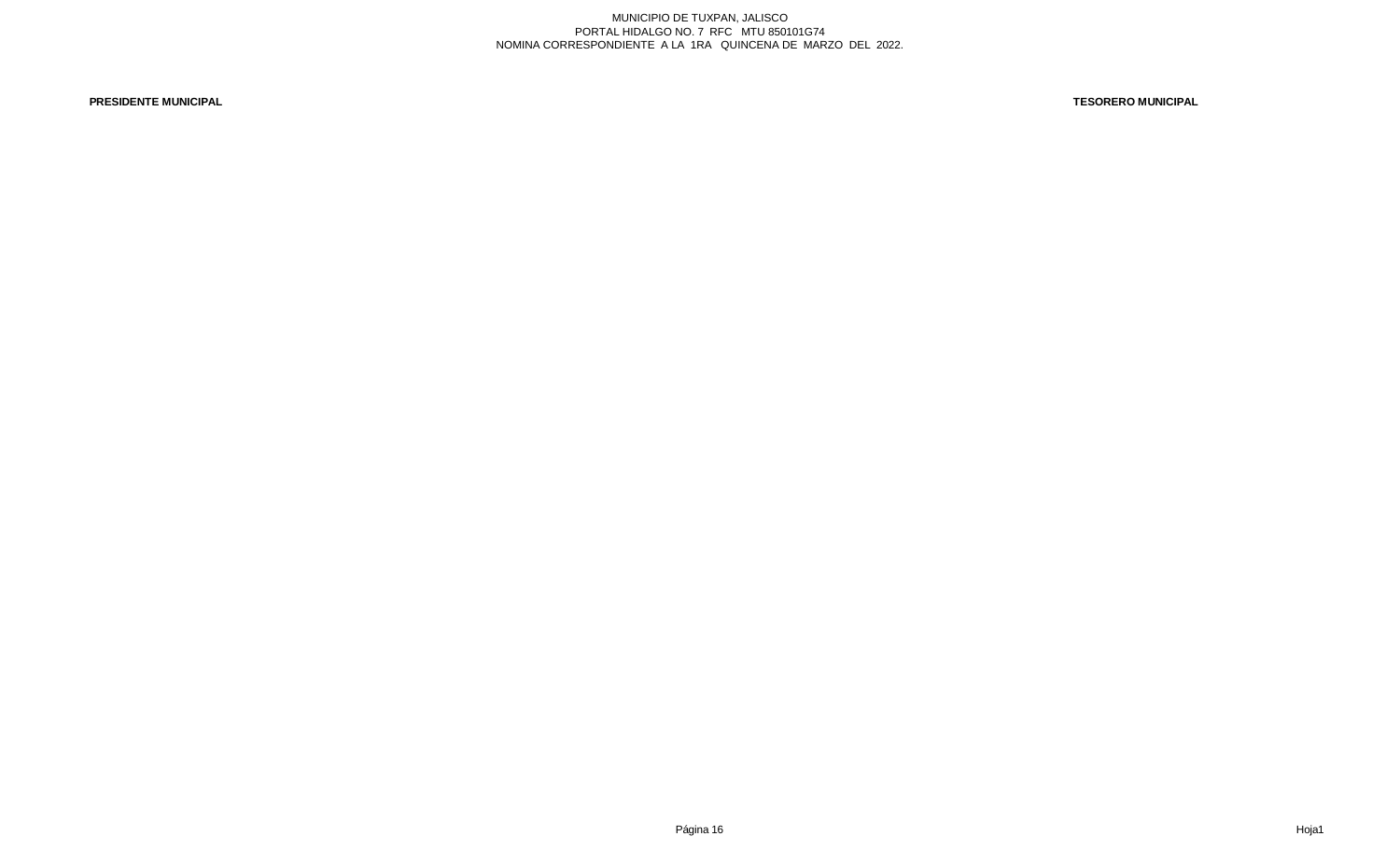MUNICIPIO DE TUXPAN, JALISCO
PORTAL HIDALGO NO. 7 RFC MTU 850101G74
NOMINA CORRESPONDIENTE A LA 1RA QUINCENA DE MARZO DEL 2022.

**PRESIDENTE MUNICIPAL**

**TESORERO MUNICIPAL**